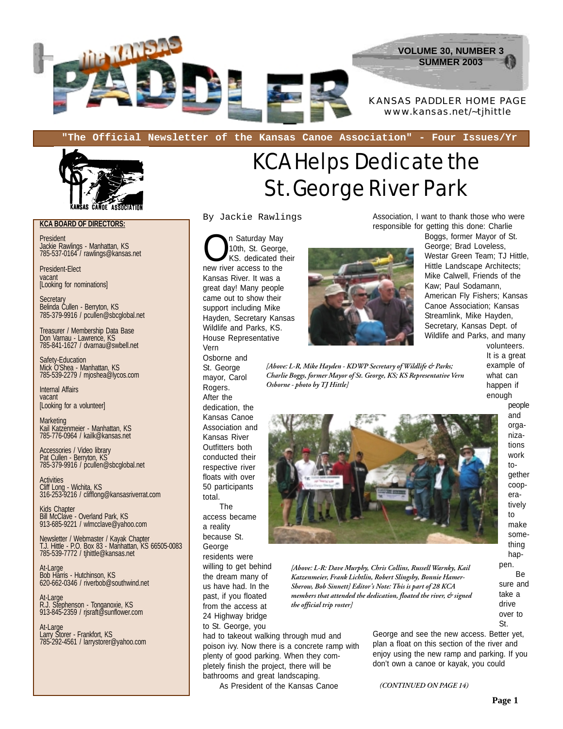# the KANSAS PADDLER

VOLUME 30, NUMBER 3
SUMMER 2003

KANSAS PADDLER HOME PAGE
www.kansas.net/~tjhittle

"The Official Newsletter of the Kansas Canoe Association" - Four Issues/Yr

**KCA BOARD OF DIRECTORS:**

President
Jackie Rawlings - Manhattan, KS
785-537-0164 / rawlings@kansas.net

President-Elect
vacant
[Looking for nominations]

Secretary
Belinda Cullen - Berryton, KS
785-379-9916 / pcullen@sbcglobal.net

Treasurer / Membership Data Base
Don Varnau - Lawrence, KS
785-841-1627 / dvarnau@swbell.net

Safety-Education
Mick O'Shea - Manhattan, KS
785-539-2279 / mjoshea@lycos.com

Internal Affairs
vacant
[Looking for a volunteer]

Marketing
Kail Katzenmeier - Manhattan, KS
785-776-0964 / kailk@kansas.net

Accessories / Video library
Pat Cullen - Berryton, KS
785-379-9916 / pcullen@sbcglobal.net

Activities
Cliff Long - Wichita, KS
316-253-9216 / clifflong@kansasriverrat.com

Kids Chapter
Bill McClave - Overland Park, KS
913-685-9221 / wlmcclave@yahoo.com

Newsletter / Webmaster / Kayak Chapter
T.J. Hittle - P.O. Box 83 - Manhattan, KS 66505-0083
785-539-7772 / tjhittle@kansas.net

At-Large
Bob Harris - Hutchinson, KS
620-662-0346 / riverbob@southwind.net

At-Large
R.J. Stephenson - Tonganoxie, KS
913-845-2359 / rjsraft@sunflower.com

At-Large
Larry Storer - Frankfort, KS
785-292-4561 / larrystorer@yahoo.com

# KCA Helps Dedicate the St. George River Park

By Jackie Rawlings

On Saturday May 10th, St. George, KS. dedicated their new river access to the Kansas River. It was a great day! Many people came out to show their support including Mike Hayden, Secretary Kansas Wildlife and Parks, KS. House Representative Vern Osborne and St. George mayor, Carol Rogers. After the dedication, the Kansas Canoe Association and Kansas River Outfitters both conducted their respective river floats with over 50 participants total.

The access became a reality because St. George residents were willing to get behind the dream many of us have had. In the past, if you floated from the access at 24 Highway bridge to St. George, you had to takeout walking through mud and poison ivy. Now there is a concrete ramp with plenty of good parking. When they completely finish the project, there will be bathrooms and great landscaping.

As President of the Kansas Canoe Association, I want to thank those who were responsible for getting this done: Charlie Boggs, former Mayor of St. George; Brad Loveless, Westar Green Team; TJ Hittle, Hittle Landscape Architects; Mike Calwell, Friends of the Kaw; Paul Sodamann, American Fly Fishers; Kansas Canoe Association; Kansas Streamlink, Mike Hayden, Secretary, Kansas Dept. of Wildlife and Parks, and many volunteers. It is a great example of what can happen if enough people and organizations work together cooperatively to make something happen.

*[Above: L-R, Mike Hayden - KDWP Secretary of Wildlife & Parks; Charlie Boggs, former Mayor of St. George, KS; KS Representative Vern Osborne - photo by TJ Hittle]*

*[Above: L-R: Dave Murphy, Chris Collins, Russell Warnky, Kail Katzenmeier, Frank Lichtlin, Robert Slingsby, Bonnie Hamer-Sherow, Bob Sinnett] Editor's Note: This is part of 28 KCA members that attended the dedication, floated the river, & signed the official trip roster]*

Be sure and take a drive over to St. George and see the new access. Better yet, plan a float on this section of the river and enjoy using the new ramp and parking. If you don't own a canoe or kayak, you could

*(CONTINUED ON PAGE 14)*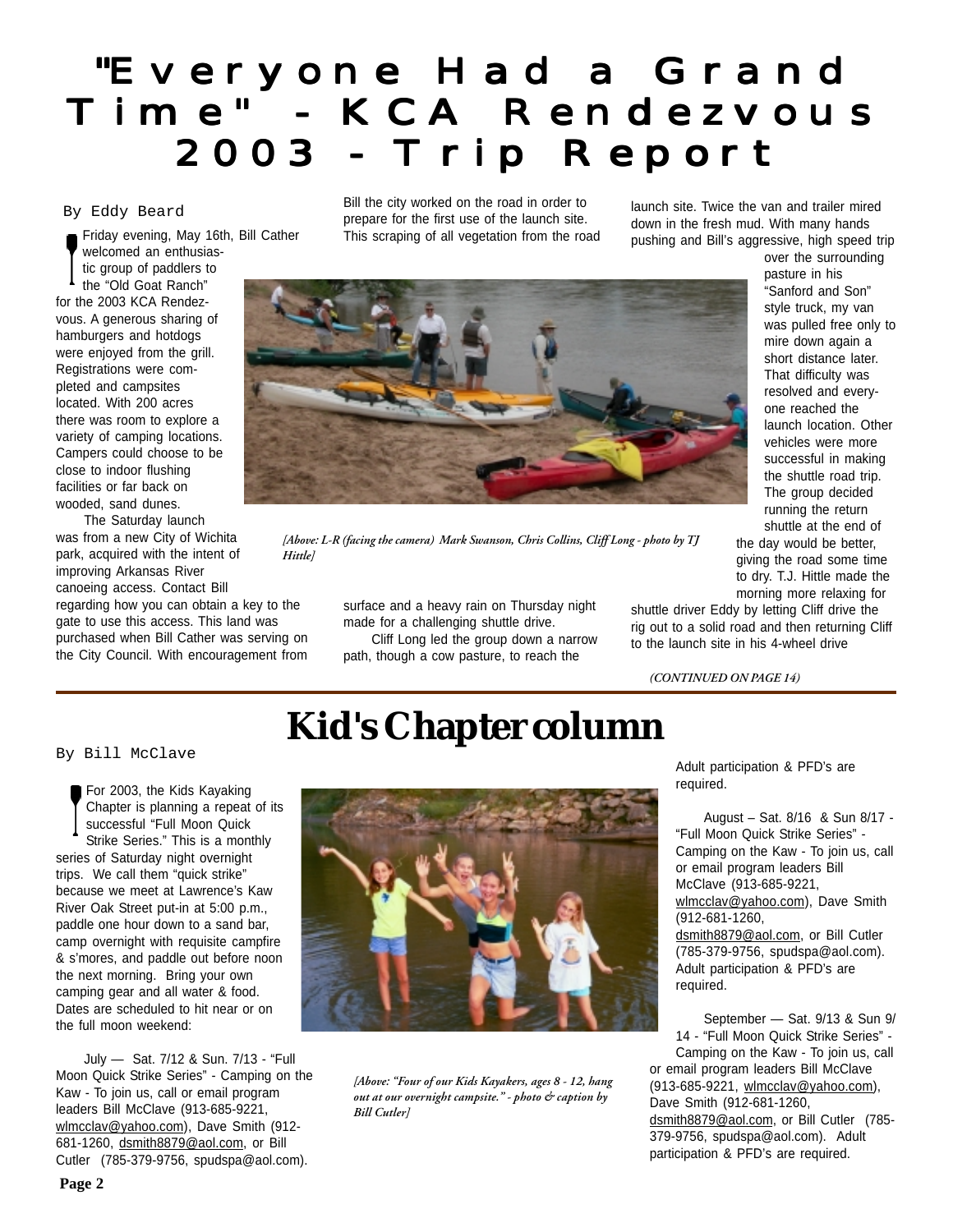# "Everyone Had a Grand Time" - KCA Rendezvous 2003 - Trip Report

By Eddy Beard

Friday evening, May 16th, Bill Cather welcomed an enthusiastic group of paddlers to the "Old Goat Ranch" for the 2003 KCA Rendezvous. A generous sharing of hamburgers and hotdogs were enjoyed from the grill. Registrations were completed and campsites located. With 200 acres there was room to explore a variety of camping locations. Campers could choose to be close to indoor flushing facilities or far back on wooded, sand dunes.

The Saturday launch was from a new City of Wichita park, acquired with the intent of improving Arkansas River canoeing access. Contact Bill regarding how you can obtain a key to the gate to use this access. This land was purchased when Bill Cather was serving on the City Council. With encouragement from Bill the city worked on the road in order to prepare for the first use of the launch site. This scraping of all vegetation from the road surface and a heavy rain on Thursday night made for a challenging shuttle drive.

Cliff Long led the group down a narrow path, though a cow pasture, to reach the launch site. Twice the van and trailer mired down in the fresh mud. With many hands pushing and Bill's aggressive, high speed trip over the surrounding pasture in his "Sanford and Son" style truck, my van was pulled free only to mire down again a short distance later. That difficulty was resolved and everyone reached the launch location. Other vehicles were more successful in making the shuttle road trip. The group decided running the return shuttle at the end of the day would be better, giving the road some time to dry. T.J. Hittle made the morning more relaxing for shuttle driver Eddy by letting Cliff drive the rig out to a solid road and then returning Cliff to the launch site in his 4-wheel drive

*[Above: L-R (facing the camera) Mark Swanson, Chris Collins, Cliff Long - photo by TJ Hittle]*

*(CONTINUED ON PAGE 14)*

# Kid's Chapter column

By Bill McClave

For 2003, the Kids Kayaking Chapter is planning a repeat of its successful "Full Moon Quick Strike Series." This is a monthly series of Saturday night overnight trips. We call them "quick strike" because we meet at Lawrence's Kaw River Oak Street put-in at 5:00 p.m., paddle one hour down to a sand bar, camp overnight with requisite campfire & s'mores, and paddle out before noon the next morning. Bring your own camping gear and all water & food. Dates are scheduled to hit near or on the full moon weekend:

July — Sat. 7/12 & Sun. 7/13 - "Full Moon Quick Strike Series" - Camping on the Kaw - To join us, call or email program leaders Bill McClave (913-685-9221, wlmcclav@yahoo.com), Dave Smith (912-681-1260, dsmith8879@aol.com, or Bill Cutler (785-379-9756, spudspa@aol.com). Adult participation & PFD's are required.

*[Above: "Four of our Kids Kayakers, ages 8 - 12, hang out at our overnight campsite." - photo & caption by Bill Cutler]*

August – Sat. 8/16 & Sun 8/17 - "Full Moon Quick Strike Series" - Camping on the Kaw - To join us, call or email program leaders Bill McClave (913-685-9221, wlmcclav@yahoo.com), Dave Smith (912-681-1260, dsmith8879@aol.com, or Bill Cutler (785-379-9756, spudspa@aol.com). Adult participation & PFD's are required.

September — Sat. 9/13 & Sun 9/14 - "Full Moon Quick Strike Series" - Camping on the Kaw - To join us, call or email program leaders Bill McClave (913-685-9221, wlmcclav@yahoo.com), Dave Smith (912-681-1260, dsmith8879@aol.com, or Bill Cutler (785-379-9756, spudspa@aol.com). Adult participation & PFD's are required.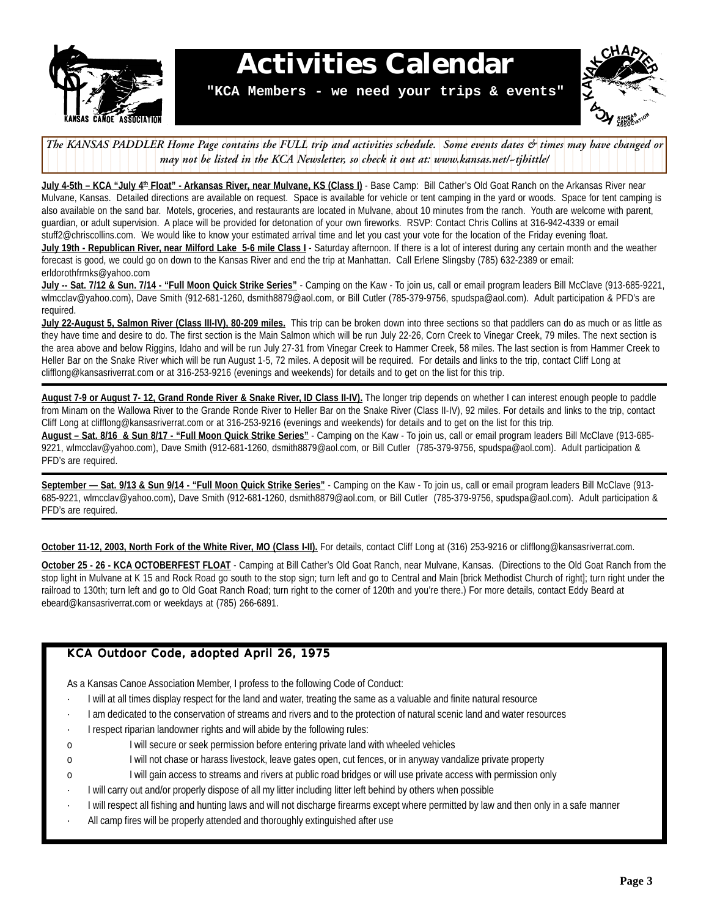# Activities Calendar

**"KCA Members - we need your trips & events"**

*The KANSAS PADDLER Home Page contains the FULL trip and activities schedule. Some events dates & times may have changed or may not be listed in the KCA Newsletter, so check it out at: www.kansas.net/~tjbittle/*

**July 4-5th – KCA "July 4th Float" - Arkansas River, near Mulvane, KS (Class I)** - Base Camp: Bill Cather's Old Goat Ranch on the Arkansas River near Mulvane, Kansas. Detailed directions are available on request. Space is available for vehicle or tent camping in the yard or woods. Space for tent camping is also available on the sand bar. Motels, groceries, and restaurants are located in Mulvane, about 10 minutes from the ranch. Youth are welcome with parent, guardian, or adult supervision. A place will be provided for detonation of your own fireworks. RSVP: Contact Chris Collins at 316-942-4339 or email stuff2@chriscollins.com. We would like to know your estimated arrival time and let you cast your vote for the location of the Friday evening float.

**July 19th - Republican River, near Milford Lake 5-6 mile Class I** - Saturday afternoon. If there is a lot of interest during any certain month and the weather forecast is good, we could go on down to the Kansas River and end the trip at Manhattan. Call Erlene Slingsby (785) 632-2389 or email: erldorothfrmks@yahoo.com

**July -- Sat. 7/12 & Sun. 7/14 - "Full Moon Quick Strike Series"** - Camping on the Kaw - To join us, call or email program leaders Bill McClave (913-685-9221, wlmcclav@yahoo.com), Dave Smith (912-681-1260, dsmith8879@aol.com, or Bill Cutler (785-379-9756, spudspa@aol.com). Adult participation & PFD's are required.

**July 22-August 5, Salmon River (Class III-IV), 80-209 miles.** This trip can be broken down into three sections so that paddlers can do as much or as little as they have time and desire to do. The first section is the Main Salmon which will be run July 22-26, Corn Creek to Vinegar Creek, 79 miles. The next section is the area above and below Riggins, Idaho and will be run July 27-31 from Vinegar Creek to Hammer Creek, 58 miles. The last section is from Hammer Creek to Heller Bar on the Snake River which will be run August 1-5, 72 miles. A deposit will be required. For details and links to the trip, contact Cliff Long at clifflong@kansasriverrat.com or at 316-253-9216 (evenings and weekends) for details and to get on the list for this trip.

---

**August 7-9 or August 7- 12, Grand Ronde River & Snake River, ID Class II-IV).** The longer trip depends on whether I can interest enough people to paddle from Minam on the Wallowa River to the Grande Ronde River to Heller Bar on the Snake River (Class II-IV), 92 miles. For details and links to the trip, contact Cliff Long at clifflong@kansasriverrat.com or at 316-253-9216 (evenings and weekends) for details and to get on the list for this trip.

**August – Sat. 8/16 & Sun 8/17 - "Full Moon Quick Strike Series"** - Camping on the Kaw - To join us, call or email program leaders Bill McClave (913-685-9221, wlmcclav@yahoo.com), Dave Smith (912-681-1260, dsmith8879@aol.com, or Bill Cutler (785-379-9756, spudspa@aol.com). Adult participation & PFD's are required.

---

**September — Sat. 9/13 & Sun 9/14 - "Full Moon Quick Strike Series"** - Camping on the Kaw - To join us, call or email program leaders Bill McClave (913-685-9221, wlmcclav@yahoo.com), Dave Smith (912-681-1260, dsmith8879@aol.com, or Bill Cutler (785-379-9756, spudspa@aol.com). Adult participation & PFD's are required.

---

**October 11-12, 2003, North Fork of the White River, MO (Class I-II).** For details, contact Cliff Long at (316) 253-9216 or clifflong@kansasriverrat.com.

**October 25 - 26 - KCA OCTOBERFEST FLOAT** - Camping at Bill Cather's Old Goat Ranch, near Mulvane, Kansas. (Directions to the Old Goat Ranch from the stop light in Mulvane at K 15 and Rock Road go south to the stop sign; turn left and go to Central and Main [brick Methodist Church of right]; turn right under the railroad to 130th; turn left and go to Old Goat Ranch Road; turn right to the corner of 120th and you're there.) For more details, contact Eddy Beard at ebeard@kansasriverrat.com or weekdays at (785) 266-6891.

## KCA Outdoor Code, adopted April 26, 1975

As a Kansas Canoe Association Member, I profess to the following Code of Conduct:

- I will at all times display respect for the land and water, treating the same as a valuable and finite natural resource
- I am dedicated to the conservation of streams and rivers and to the protection of natural scenic land and water resources
- I respect riparian landowner rights and will abide by the following rules:
  - I will secure or seek permission before entering private land with wheeled vehicles
  - I will not chase or harass livestock, leave gates open, cut fences, or in anyway vandalize private property
  - I will gain access to streams and rivers at public road bridges or will use private access with permission only
- I will carry out and/or properly dispose of all my litter including litter left behind by others when possible
- I will respect all fishing and hunting laws and will not discharge firearms except where permitted by law and then only in a safe manner
- All camp fires will be properly attended and thoroughly extinguished after use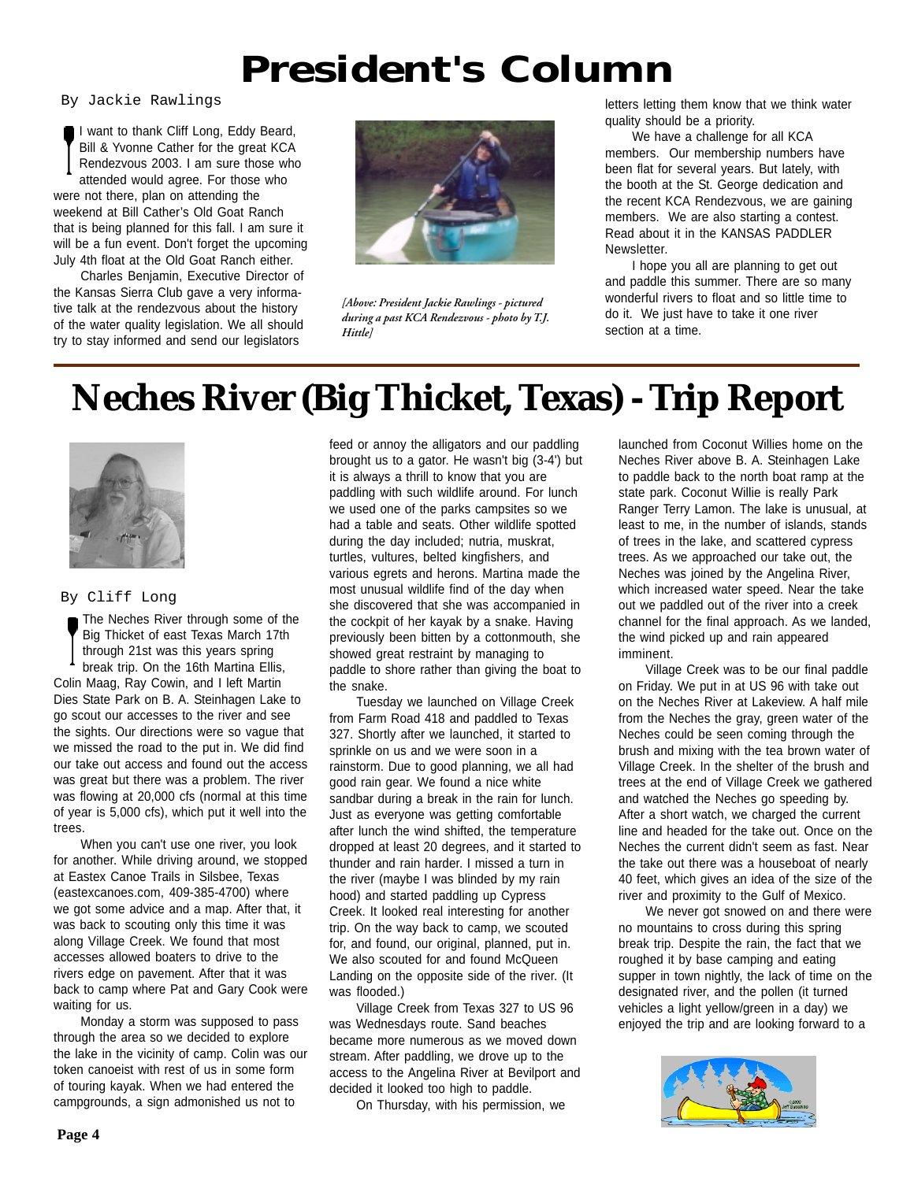# President's Column

By Jackie Rawlings

I want to thank Cliff Long, Eddy Beard, Bill & Yvonne Cather for the great KCA Rendezvous 2003. I am sure those who attended would agree. For those who were not there, plan on attending the weekend at Bill Cather's Old Goat Ranch that is being planned for this fall. I am sure it will be a fun event. Don't forget the upcoming July 4th float at the Old Goat Ranch either.

Charles Benjamin, Executive Director of the Kansas Sierra Club gave a very informative talk at the rendezvous about the history of the water quality legislation. We all should try to stay informed and send our legislators letters letting them know that we think water quality should be a priority.

*[Above: President Jackie Rawlings - pictured during a past KCA Rendezvous - photo by T.J. Hittle]*

We have a challenge for all KCA members. Our membership numbers have been flat for several years. But lately, with the booth at the St. George dedication and the recent KCA Rendezvous, we are gaining members. We are also starting a contest. Read about it in the KANSAS PADDLER Newsletter.

I hope you all are planning to get out and paddle this summer. There are so many wonderful rivers to float and so little time to do it. We just have to take it one river section at a time.

# Neches River (Big Thicket, Texas) - Trip Report

By Cliff Long

The Neches River through some of the Big Thicket of east Texas March 17th through 21st was this years spring break trip. On the 16th Martina Ellis, Colin Maag, Ray Cowin, and I left Martin Dies State Park on B. A. Steinhagen Lake to go scout our accesses to the river and see the sights. Our directions were so vague that we missed the road to the put in. We did find our take out access and found out the access was great but there was a problem. The river was flowing at 20,000 cfs (normal at this time of year is 5,000 cfs), which put it well into the trees.

When you can't use one river, you look for another. While driving around, we stopped at Eastex Canoe Trails in Silsbee, Texas (eastexcanoes.com, 409-385-4700) where we got some advice and a map. After that, it was back to scouting only this time it was along Village Creek. We found that most accesses allowed boaters to drive to the rivers edge on pavement. After that it was back to camp where Pat and Gary Cook were waiting for us.

Monday a storm was supposed to pass through the area so we decided to explore the lake in the vicinity of camp. Colin was our token canoeist with rest of us in some form of touring kayak. When we had entered the campgrounds, a sign admonished us not to feed or annoy the alligators and our paddling brought us to a gator. He wasn't big (3-4') but it is always a thrill to know that you are paddling with such wildlife around. For lunch we used one of the parks campsites so we had a table and seats. Other wildlife spotted during the day included; nutria, muskrat, turtles, vultures, belted kingfishers, and various egrets and herons. Martina made the most unusual wildlife find of the day when she discovered that she was accompanied in the cockpit of her kayak by a snake. Having previously been bitten by a cottonmouth, she showed great restraint by managing to paddle to shore rather than giving the boat to the snake.

Tuesday we launched on Village Creek from Farm Road 418 and paddled to Texas 327. Shortly after we launched, it started to sprinkle on us and we were soon in a rainstorm. Due to good planning, we all had good rain gear. We found a nice white sandbar during a break in the rain for lunch. Just as everyone was getting comfortable after lunch the wind shifted, the temperature dropped at least 20 degrees, and it started to thunder and rain harder. I missed a turn in the river (maybe I was blinded by my rain hood) and started paddling up Cypress Creek. It looked real interesting for another trip. On the way back to camp, we scouted for, and found, our original, planned, put in. We also scouted for and found McQueen Landing on the opposite side of the river. (It was flooded.)

Village Creek from Texas 327 to US 96 was Wednesdays route. Sand beaches became more numerous as we moved down stream. After paddling, we drove up to the access to the Angelina River at Bevilport and decided it looked too high to paddle.

On Thursday, with his permission, we launched from Coconut Willies home on the Neches River above B. A. Steinhagen Lake to paddle back to the north boat ramp at the state park. Coconut Willie is really Park Ranger Terry Lamon. The lake is unusual, at least to me, in the number of islands, stands of trees in the lake, and scattered cypress trees. As we approached our take out, the Neches was joined by the Angelina River, which increased water speed. Near the take out we paddled out of the river into a creek channel for the final approach. As we landed, the wind picked up and rain appeared imminent.

Village Creek was to be our final paddle on Friday. We put in at US 96 with take out on the Neches River at Lakeview. A half mile from the Neches the gray, green water of the Neches could be seen coming through the brush and mixing with the tea brown water of Village Creek. In the shelter of the brush and trees at the end of Village Creek we gathered and watched the Neches go speeding by. After a short watch, we charged the current line and headed for the take out. Once on the Neches the current didn't seem as fast. Near the take out there was a houseboat of nearly 40 feet, which gives an idea of the size of the river and proximity to the Gulf of Mexico.

We never got snowed on and there were no mountains to cross during this spring break trip. Despite the rain, the fact that we roughed it by base camping and eating supper in town nightly, the lack of time on the designated river, and the pollen (it turned vehicles a light yellow/green in a day) we enjoyed the trip and are looking forward to a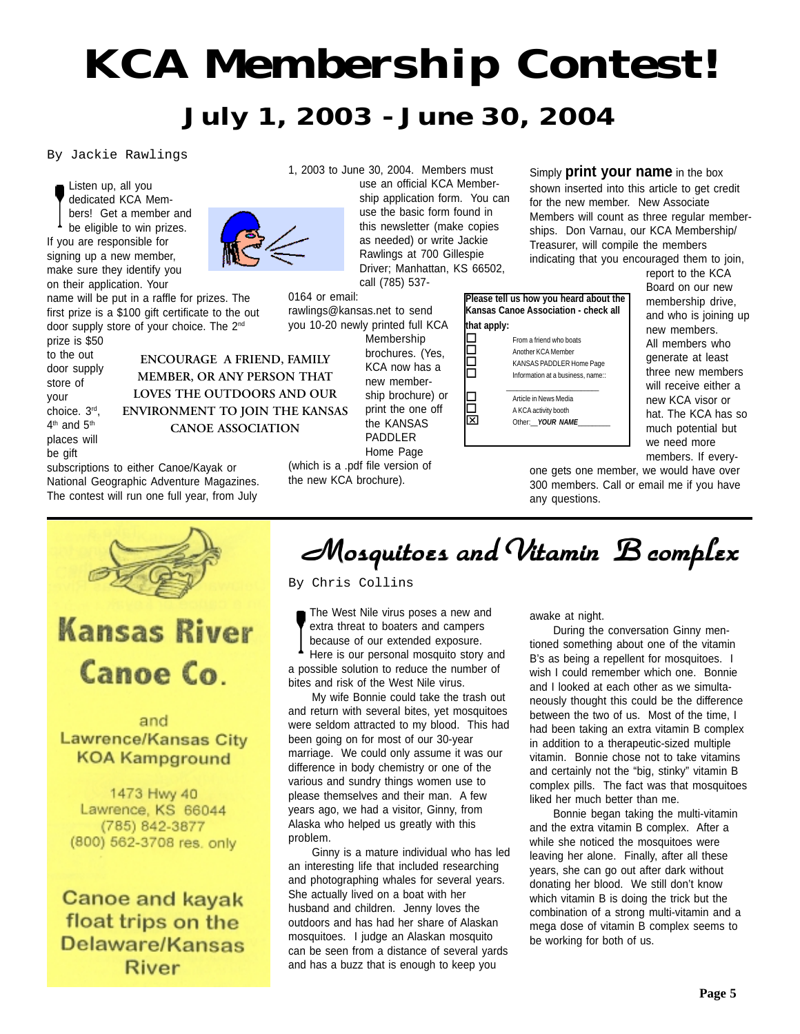# KCA Membership Contest!

## July 1, 2003 - June 30, 2004

By Jackie Rawlings

Listen up, all you dedicated KCA Members! Get a member and be eligible to win prizes. If you are responsible for signing up a new member, make sure they identify you on their application. Your name will be put in a raffle for prizes. The first prize is a $100 gift certificate to the out door supply store of your choice. The 2nd prize is $50 to the out door supply store of your choice. 3rd, 4th and 5th places will be gift subscriptions to either Canoe/Kayak or National Geographic Adventure Magazines. The contest will run one full year, from July 1, 2003 to June 30, 2004. Members must use an official KCA Membership application form. You can use the basic form found in this newsletter (make copies as needed) or write Jackie Rawlings at 700 Gillespie Driver; Manhattan, KS 66502, call (785) 537-0164 or email: rawlings@kansas.net to send you 10-20 newly printed full KCA Membership brochures. (Yes, KCA now has a new membership brochure) or print the one off the KANSAS PADDLER Home Page (which is a .pdf file version of the new KCA brochure).

**ENCOURAGE A FRIEND, FAMILY MEMBER, OR ANY PERSON THAT LOVES THE OUTDOORS AND OUR ENVIRONMENT TO JOIN THE KANSAS CANOE ASSOCIATION**

Simply **print your name** in the box shown inserted into this article to get credit for the new member. New Associate Members will count as three regular memberships. Don Varnau, our KCA Membership/Treasurer, will compile the members indicating that you encouraged them to join, report to the KCA Board on our new membership drive, and who is joining up new members. All members who generate at least three new members will receive either a new KCA visor or hat. The KCA has so much potential but we need more members. If everyone gets one member, we would have over 300 members. Call or email me if you have any questions.

> **Please tell us how you heard about the Kansas Canoe Association - check all that apply:**
>
> ☐ From a friend who boats
> ☐ Another KCA Member
> ☐ KANSAS PADDLER Home Page
> ☐ Information at a business, name:: ____________
> ☐ Article in News Media
> ☐ A KCA activity booth
> ☒ Other:__*YOUR NAME*________

---

**Kansas River Canoe Co.**

and

**Lawrence/Kansas City KOA Kampground**

1473 Hwy 40
Lawrence, KS 66044
(785) 842-3877
(800) 562-3708 res. only

**Canoe and kayak float trips on the Delaware/Kansas River**

---

# Mosquitoes and Vitamin B complex

By Chris Collins

The West Nile virus poses a new and extra threat to boaters and campers because of our extended exposure. Here is our personal mosquito story and a possible solution to reduce the number of bites and risk of the West Nile virus.

My wife Bonnie could take the trash out and return with several bites, yet mosquitoes were seldom attracted to my blood. This had been going on for most of our 30-year marriage. We could only assume it was our difference in body chemistry or one of the various and sundry things women use to please themselves and their man. A few years ago, we had a visitor, Ginny, from Alaska who helped us greatly with this problem.

Ginny is a mature individual who has led an interesting life that included researching and photographing whales for several years. She actually lived on a boat with her husband and children. Jenny loves the outdoors and has had her share of Alaskan mosquitoes. I judge an Alaskan mosquito can be seen from a distance of several yards and has a buzz that is enough to keep you awake at night.

During the conversation Ginny mentioned something about one of the vitamin B's as being a repellent for mosquitoes. I wish I could remember which one. Bonnie and I looked at each other as we simultaneously thought this could be the difference between the two of us. Most of the time, I had been taking an extra vitamin B complex in addition to a therapeutic-sized multiple vitamin. Bonnie chose not to take vitamins and certainly not the "big, stinky" vitamin B complex pills. The fact was that mosquitoes liked her much better than me.

Bonnie began taking the multi-vitamin and the extra vitamin B complex. After a while she noticed the mosquitoes were leaving her alone. Finally, after all these years, she can go out after dark without donating her blood. We still don't know which vitamin B is doing the trick but the combination of a strong multi-vitamin and a mega dose of vitamin B complex seems to be working for both of us.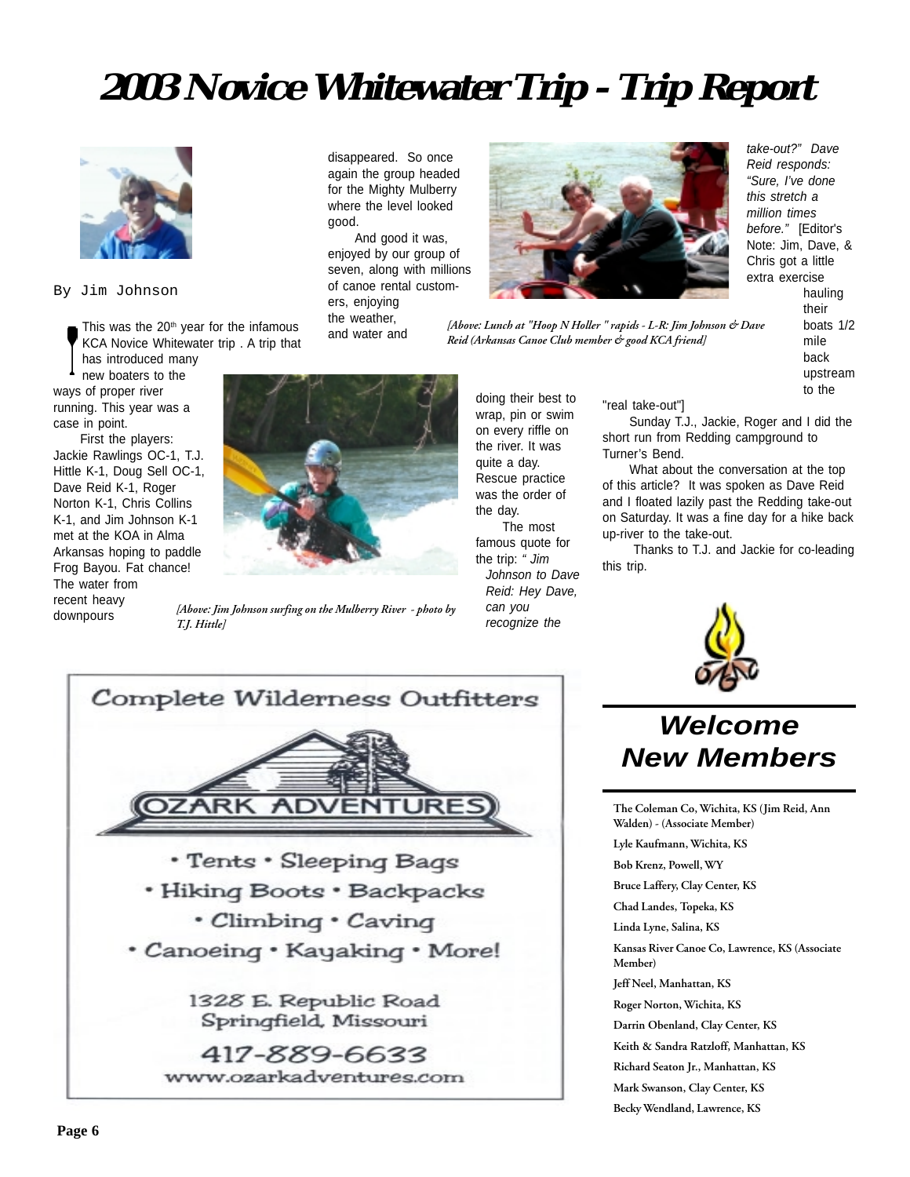# 2003 Novice Whitewater Trip - Trip Report

By Jim Johnson

This was the 20th year for the infamous KCA Novice Whitewater trip . A trip that has introduced many new boaters to the ways of proper river running. This year was a case in point.

First the players: Jackie Rawlings OC-1, T.J. Hittle K-1, Doug Sell OC-1, Dave Reid K-1, Roger Norton K-1, Chris Collins K-1, and Jim Johnson K-1 met at the KOA in Alma Arkansas hoping to paddle Frog Bayou. Fat chance! The water from recent heavy downpours disappeared. So once again the group headed for the Mighty Mulberry where the level looked good.

*[Above: Jim Johnson surfing on the Mulberry River - photo by T.J. Hittle]*

And good it was, enjoyed by our group of seven, along with millions of canoe rental customers, enjoying the weather, and water and doing their best to wrap, pin or swim on every riffle on the river. It was quite a day. Rescue practice was the order of the day.

*[Above: Lunch at "Hoop N Holler " rapids - L-R: Jim Johnson & Dave Reid (Arkansas Canoe Club member & good KCA friend]*

The most famous quote for the trip: *" Jim Johnson to Dave Reid: Hey Dave, can you recognize the take-out?" Dave Reid responds: "Sure, I've done this stretch a million times before."* [Editor's Note: Jim, Dave, & Chris got a little extra exercise hauling their boats 1/2 mile back upstream to the "real take-out"]

Sunday T.J., Jackie, Roger and I did the short run from Redding campground to Turner's Bend.

What about the conversation at the top of this article? It was spoken as Dave Reid and I floated lazily past the Redding take-out on Saturday. It was a fine day for a hike back up-river to the take-out.

Thanks to T.J. and Jackie for co-leading this trip.

Complete Wilderness Outfitters

OZARK ADVENTURES

- Tents • Sleeping Bags
- Hiking Boots • Backpacks
- Climbing • Caving
- Canoeing • Kayaking • More!

1328 E. Republic Road
Springfield, Missouri

417-889-6633
www.ozarkadventures.com

## Welcome New Members

The Coleman Co, Wichita, KS (Jim Reid, Ann Walden) - (Associate Member)

Lyle Kaufmann, Wichita, KS

Bob Krenz, Powell, WY

Bruce Laffery, Clay Center, KS

Chad Landes, Topeka, KS

Linda Lyne, Salina, KS

Kansas River Canoe Co, Lawrence, KS (Associate Member)

Jeff Neel, Manhattan, KS

Roger Norton, Wichita, KS

Darrin Obenland, Clay Center, KS

Keith & Sandra Ratzloff, Manhattan, KS

Richard Seaton Jr., Manhattan, KS

Mark Swanson, Clay Center, KS

Becky Wendland, Lawrence, KS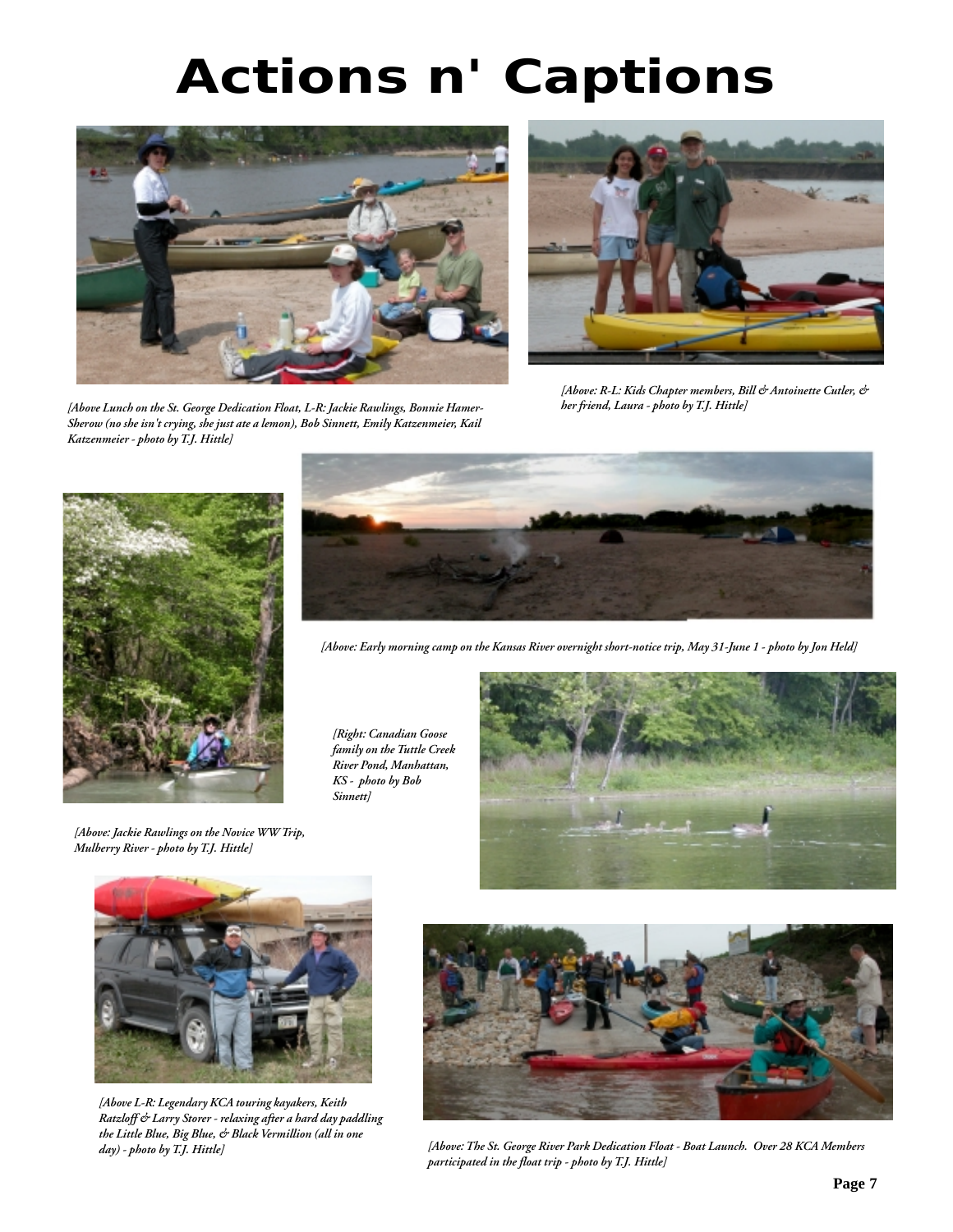# Actions n' Captions

*[Above Lunch on the St. George Dedication Float, L-R: Jackie Rawlings, Bonnie Hamer-Sherow (no she isn't crying, she just ate a lemon), Bob Sinnett, Emily Katzenmeier, Kail Katzenmeier - photo by T.J. Hittle]*

*[Above: R-L: Kids Chapter members, Bill & Antoinette Cutler, & her friend, Laura - photo by T.J. Hittle]*

*[Above: Early morning camp on the Kansas River overnight short-notice trip, May 31-June 1 - photo by Jon Held]*

*[Above: Jackie Rawlings on the Novice WW Trip, Mulberry River - photo by T.J. Hittle]*

*[Right: Canadian Goose family on the Tuttle Creek River Pond, Manhattan, KS - photo by Bob Sinnett]*

*[Above L-R: Legendary KCA touring kayakers, Keith Ratzloff & Larry Storer - relaxing after a hard day paddling the Little Blue, Big Blue, & Black Vermillion (all in one day) - photo by T.J. Hittle]*

*[Above: The St. George River Park Dedication Float - Boat Launch. Over 28 KCA Members participated in the float trip - photo by T.J. Hittle]*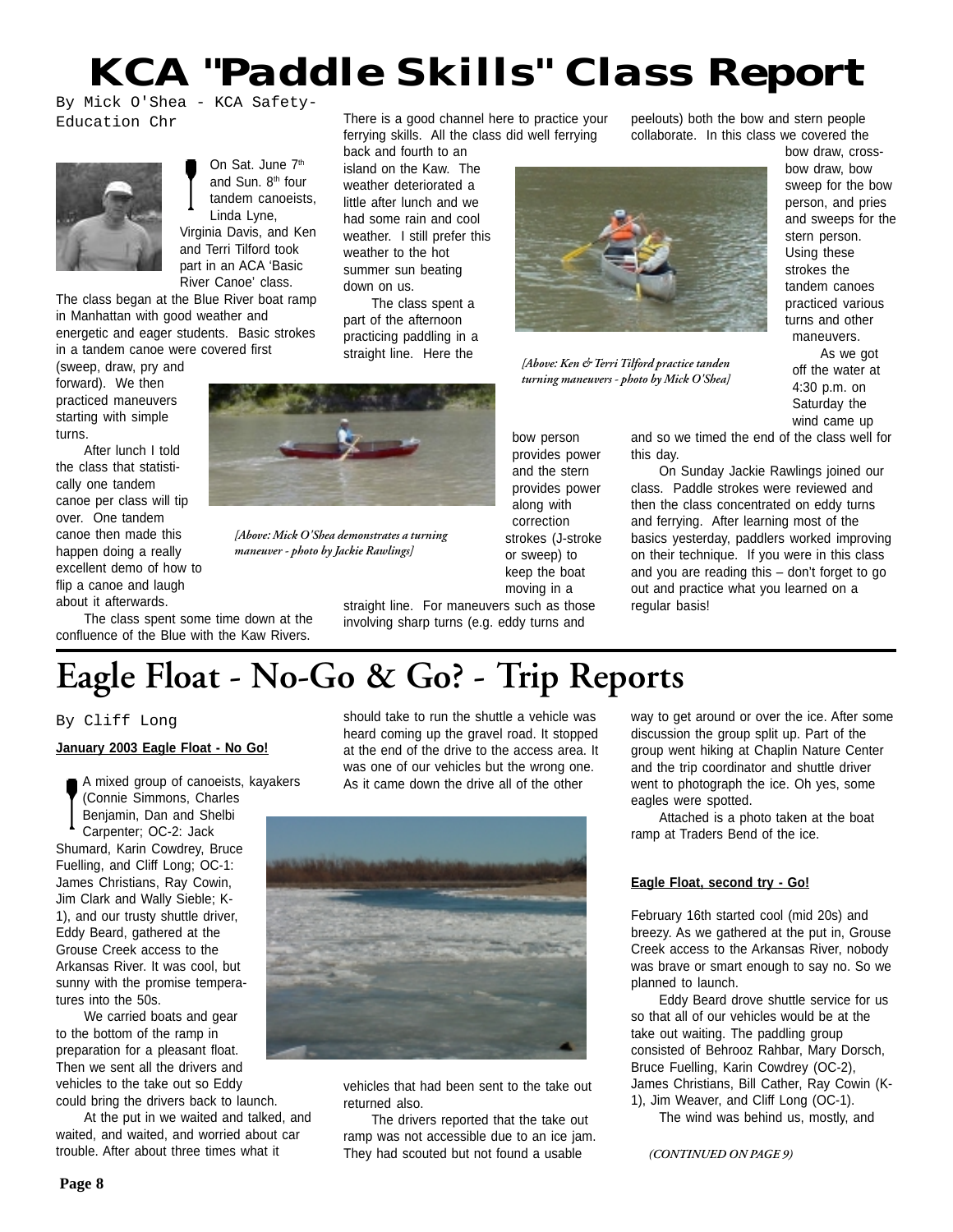# KCA "Paddle Skills" Class Report

By Mick O'Shea - KCA Safety-Education Chr

On Sat. June 7th and Sun. 8th four tandem canoeists, Linda Lyne, Virginia Davis, and Ken and Terri Tilford took part in an ACA 'Basic River Canoe' class.

The class began at the Blue River boat ramp in Manhattan with good weather and energetic and eager students. Basic strokes in a tandem canoe were covered first (sweep, draw, pry and forward). We then practiced maneuvers starting with simple turns.

After lunch I told the class that statistically one tandem canoe per class will tip over. One tandem canoe then made this happen doing a really excellent demo of how to flip a canoe and laugh about it afterwards.

The class spent some time down at the confluence of the Blue with the Kaw Rivers. There is a good channel here to practice your ferrying skills. All the class did well ferrying back and fourth to an island on the Kaw. The weather deteriorated a little after lunch and we had some rain and cool weather. I still prefer this weather to the hot summer sun beating down on us.

The class spent a part of the afternoon practicing paddling in a straight line. Here the bow person provides power and the stern provides power along with correction strokes (J-stroke or sweep) to keep the boat moving in a straight line. For maneuvers such as those involving sharp turns (e.g. eddy turns and peelouts) both the bow and stern people collaborate. In this class we covered the bow draw, cross-bow draw, bow sweep for the bow person, and pries and sweeps for the stern person. Using these strokes the tandem canoes practiced various turns and other maneuvers.

*[Above: Mick O'Shea demonstrates a turning maneuver - photo by Jackie Rawlings]*

*[Above: Ken & Terri Tilford practice tanden turning maneuvers - photo by Mick O'Shea]*

As we got off the water at 4:30 p.m. on Saturday the wind came up and so we timed the end of the class well for this day.

On Sunday Jackie Rawlings joined our class. Paddle strokes were reviewed and then the class concentrated on eddy turns and ferrying. After learning most of the basics yesterday, paddlers worked improving on their technique. If you were in this class and you are reading this – don't forget to go out and practice what you learned on a regular basis!

# Eagle Float - No-Go & Go? - Trip Reports

By Cliff Long

**January 2003 Eagle Float - No Go!**

A mixed group of canoeists, kayakers (Connie Simmons, Charles Benjamin, Dan and Shelbi Carpenter; OC-2: Jack Shumard, Karin Cowdrey, Bruce Fuelling, and Cliff Long; OC-1: James Christians, Ray Cowin, Jim Clark and Wally Sieble; K-1), and our trusty shuttle driver, Eddy Beard, gathered at the Grouse Creek access to the Arkansas River. It was cool, but sunny with the promise temperatures into the 50s.

We carried boats and gear to the bottom of the ramp in preparation for a pleasant float. Then we sent all the drivers and vehicles to the take out so Eddy could bring the drivers back to launch.

At the put in we waited and talked, and waited, and waited, and worried about car trouble. After about three times what it should take to run the shuttle a vehicle was heard coming up the gravel road. It stopped at the end of the drive to the access area. It was one of our vehicles but the wrong one. As it came down the drive all of the other vehicles that had been sent to the take out returned also.

The drivers reported that the take out ramp was not accessible due to an ice jam. They had scouted but not found a usable way to get around or over the ice. After some discussion the group split up. Part of the group went hiking at Chaplin Nature Center and the trip coordinator and shuttle driver went to photograph the ice. Oh yes, some eagles were spotted.

Attached is a photo taken at the boat ramp at Traders Bend of the ice.

**Eagle Float, second try - Go!**

February 16th started cool (mid 20s) and breezy. As we gathered at the put in, Grouse Creek access to the Arkansas River, nobody was brave or smart enough to say no. So we planned to launch.

Eddy Beard drove shuttle service for us so that all of our vehicles would be at the take out waiting. The paddling group consisted of Behrooz Rahbar, Mary Dorsch, Bruce Fuelling, Karin Cowdrey (OC-2), James Christians, Bill Cather, Ray Cowin (K-1), Jim Weaver, and Cliff Long (OC-1).

The wind was behind us, mostly, and

*(CONTINUED ON PAGE 9)*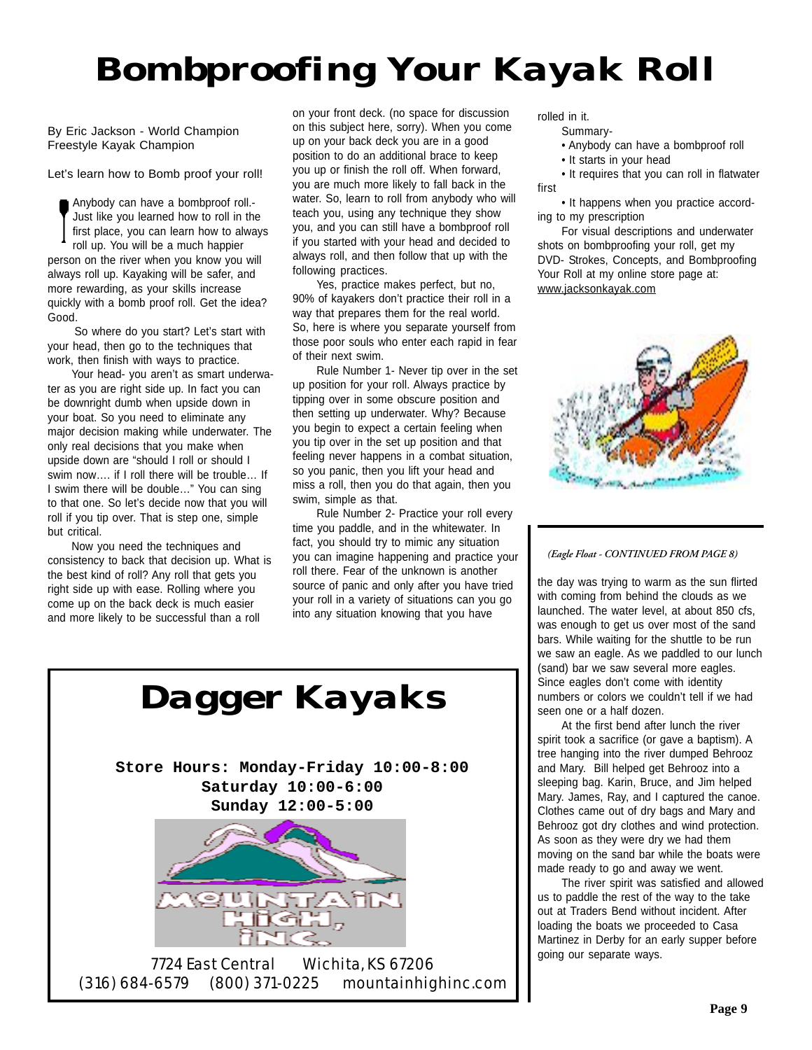# Bombproofing Your Kayak Roll

By Eric Jackson - World Champion Freestyle Kayak Champion

Let's learn how to Bomb proof your roll!

Anybody can have a bombproof roll.- Just like you learned how to roll in the first place, you can learn how to always roll up. You will be a much happier person on the river when you know you will always roll up. Kayaking will be safer, and more rewarding, as your skills increase quickly with a bomb proof roll. Get the idea? Good.

So where do you start? Let's start with your head, then go to the techniques that work, then finish with ways to practice.

Your head- you aren't as smart underwater as you are right side up. In fact you can be downright dumb when upside down in your boat. So you need to eliminate any major decision making while underwater. The only real decisions that you make when upside down are "should I roll or should I swim now…. if I roll there will be trouble… If I swim there will be double…" You can sing to that one. So let's decide now that you will roll if you tip over. That is step one, simple but critical.

Now you need the techniques and consistency to back that decision up. What is the best kind of roll? Any roll that gets you right side up with ease. Rolling where you come up on the back deck is much easier and more likely to be successful than a roll on your front deck. (no space for discussion on this subject here, sorry). When you come up on your back deck you are in a good position to do an additional brace to keep you up or finish the roll off. When forward, you are much more likely to fall back in the water. So, learn to roll from anybody who will teach you, using any technique they show you, and you can still have a bombproof roll if you started with your head and decided to always roll, and then follow that up with the following practices.

Yes, practice makes perfect, but no, 90% of kayakers don't practice their roll in a way that prepares them for the real world. So, here is where you separate yourself from those poor souls who enter each rapid in fear of their next swim.

Rule Number 1- Never tip over in the set up position for your roll. Always practice by tipping over in some obscure position and then setting up underwater. Why? Because you begin to expect a certain feeling when you tip over in the set up position and that feeling never happens in a combat situation, so you panic, then you lift your head and miss a roll, then you do that again, then you swim, simple as that.

Rule Number 2- Practice your roll every time you paddle, and in the whitewater. In fact, you should try to mimic any situation you can imagine happening and practice your roll there. Fear of the unknown is another source of panic and only after you have tried your roll in a variety of situations can you go into any situation knowing that you have rolled in it.

Summary-

- Anybody can have a bombproof roll
- It starts in your head
- It requires that you can roll in flatwater first
- It happens when you practice according to my prescription

For visual descriptions and underwater shots on bombproofing your roll, get my DVD- Strokes, Concepts, and Bombproofing Your Roll at my online store page at: www.jacksonkayak.com

## Dagger Kayaks

**Store Hours: Monday-Friday 10:00-8:00**
**Saturday 10:00-6:00**
**Sunday 12:00-5:00**

MOUNTAIN HIGH, INC.

7724 East Central Wichita, KS 67206
(316) 684-6579 (800) 371-0225 mountainhighinc.com

*(Eagle Float - CONTINUED FROM PAGE 8)*

the day was trying to warm as the sun flirted with coming from behind the clouds as we launched. The water level, at about 850 cfs, was enough to get us over most of the sand bars. While waiting for the shuttle to be run we saw an eagle. As we paddled to our lunch (sand) bar we saw several more eagles. Since eagles don't come with identity numbers or colors we couldn't tell if we had seen one or a half dozen.

At the first bend after lunch the river spirit took a sacrifice (or gave a baptism). A tree hanging into the river dumped Behrooz and Mary. Bill helped get Behrooz into a sleeping bag. Karin, Bruce, and Jim helped Mary. James, Ray, and I captured the canoe. Clothes came out of dry bags and Mary and Behrooz got dry clothes and wind protection. As soon as they were dry we had them moving on the sand bar while the boats were made ready to go and away we went.

The river spirit was satisfied and allowed us to paddle the rest of the way to the take out at Traders Bend without incident. After loading the boats we proceeded to Casa Martinez in Derby for an early supper before going our separate ways.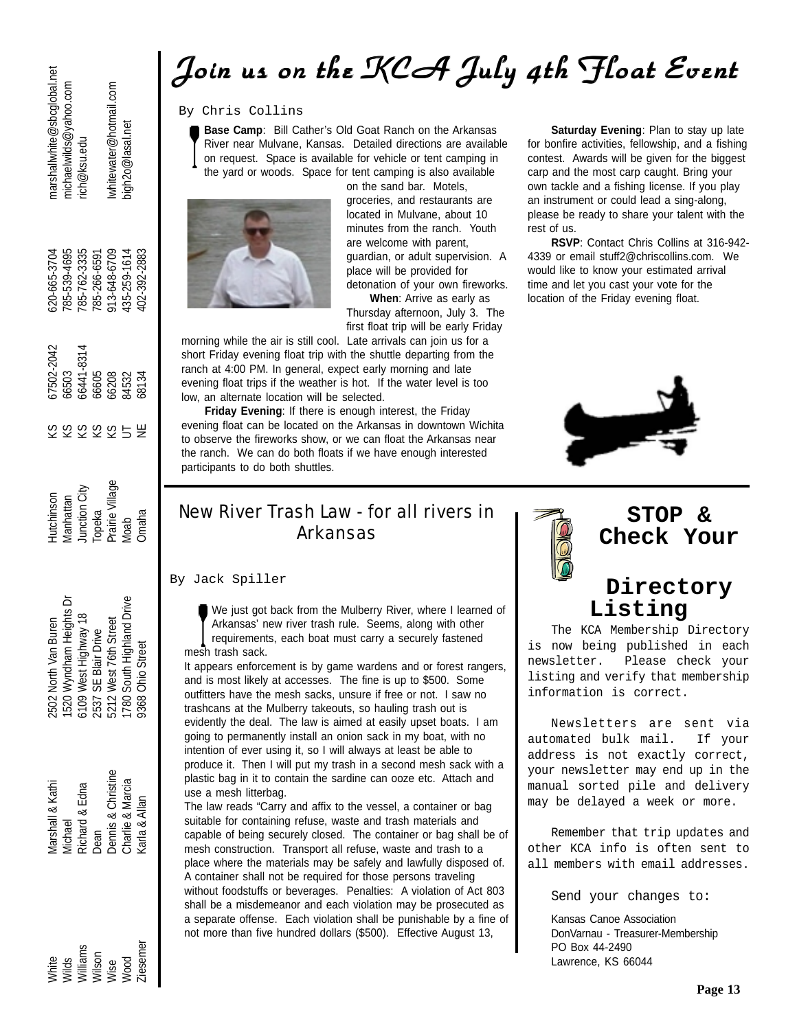| White | Marshall & Kathi | 2502 North Van Buren | Hutchinson | KS | 67502-2042 | 620-665-3704 | marshallwhite@sbcglobal.net |
|---|---|---|---|---|---|---|---|
| Wilds | Michael | 1520 Wyndham Heights Dr | Manhattan | KS | 66503 | 785-539-4695 | michaelwilds@yahoo.com |
| Williams | Richard & Edna | 6109 West Highway 18 | Junction City | KS | 66441-8314 | 785-762-3335 | rich@ksu.edu |
| Wilson | Dean | 2537 SE Blair Drive | Topeka | KS | 66605 | 785-266-6591 | |
| Wise | Dennis & Christine | 5212 West 76th Street | Prairie Village | KS | 66208 | 913-648-6709 | lwhitewater@hotmail.com |
| Wood | Charlie & Marcia | 1780 South Highland Drive | Moab | UT | 84532 | 435-259-1614 | bigh2o@lasal.net |
| Ziesemer | Karla & Allan | 9368 Ohio Street | Omaha | NE | 68134 | 402-392-2883 | |

# Join us on the KCA July 4th Float Event

By Chris Collins

**Base Camp**: Bill Cather's Old Goat Ranch on the Arkansas River near Mulvane, Kansas. Detailed directions are available on request. Space is available for vehicle or tent camping in the yard or woods. Space for tent camping is also available on the sand bar. Motels, groceries, and restaurants are located in Mulvane, about 10 minutes from the ranch. Youth are welcome with parent, guardian, or adult supervision. A place will be provided for detonation of your own fireworks.

**When**: Arrive as early as Thursday afternoon, July 3. The first float trip will be early Friday morning while the air is still cool. Late arrivals can join us for a short Friday evening float trip with the shuttle departing from the ranch at 4:00 PM. In general, expect early morning and late evening float trips if the weather is hot. If the water level is too low, an alternate location will be selected.

**Friday Evening**: If there is enough interest, the Friday evening float can be located on the Arkansas in downtown Wichita to observe the fireworks show, or we can float the Arkansas near the ranch. We can do both floats if we have enough interested participants to do both shuttles.

**Saturday Evening**: Plan to stay up late for bonfire activities, fellowship, and a fishing contest. Awards will be given for the biggest carp and the most carp caught. Bring your own tackle and a fishing license. If you play an instrument or could lead a sing-along, please be ready to share your talent with the rest of us.

**RSVP**: Contact Chris Collins at 316-942-4339 or email stuff2@chriscollins.com. We would like to know your estimated arrival time and let you cast your vote for the location of the Friday evening float.

## New River Trash Law - for all rivers in Arkansas

By Jack Spiller

We just got back from the Mulberry River, where I learned of Arkansas' new river trash rule. Seems, along with other requirements, each boat must carry a securely fastened mesh trash sack.

It appears enforcement is by game wardens and or forest rangers, and is most likely at accesses. The fine is up to $500. Some outfitters have the mesh sacks, unsure if free or not. I saw no trashcans at the Mulberry takeouts, so hauling trash out is evidently the deal. The law is aimed at easily upset boats. I am going to permanently install an onion sack in my boat, with no intention of ever using it, so I will always at least be able to produce it. Then I will put my trash in a second mesh sack with a plastic bag in it to contain the sardine can ooze etc. Attach and use a mesh litterbag.

The law reads "Carry and affix to the vessel, a container or bag suitable for containing refuse, waste and trash materials and capable of being securely closed. The container or bag shall be of mesh construction. Transport all refuse, waste and trash to a place where the materials may be safely and lawfully disposed of. A container shall not be required for those persons traveling without foodstuffs or beverages. Penalties: A violation of Act 803 shall be a misdemeanor and each violation may be prosecuted as a separate offense. Each violation shall be punishable by a fine of not more than five hundred dollars ($500). Effective August 13,

## STOP & Check Your Directory Listing

The KCA Membership Directory is now being published in each newsletter. Please check your listing and verify that membership information is correct.

Newsletters are sent via automated bulk mail. If your address is not exactly correct, your newsletter may end up in the manual sorted pile and delivery may be delayed a week or more.

Remember that trip updates and other KCA info is often sent to all members with email addresses.

Send your changes to:

Kansas Canoe Association
DonVarnau - Treasurer-Membership
PO Box 44-2490
Lawrence, KS 66044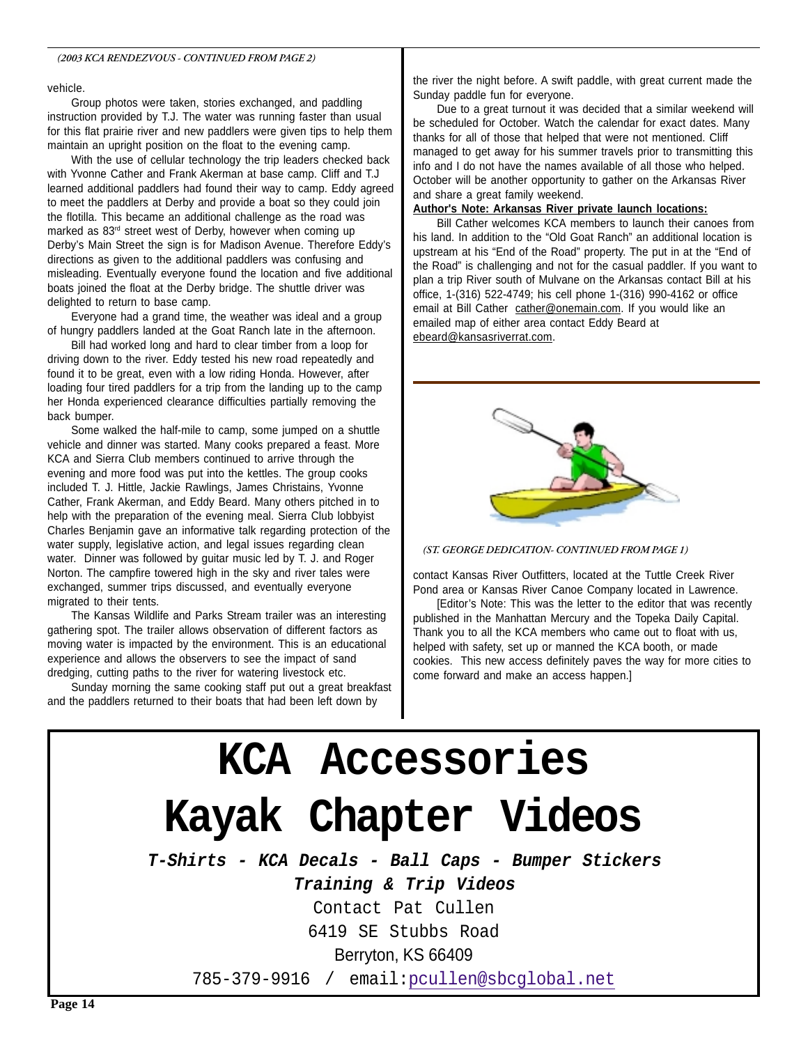*(2003 KCA RENDEZVOUS - CONTINUED FROM PAGE 2)*

vehicle.

Group photos were taken, stories exchanged, and paddling instruction provided by T.J. The water was running faster than usual for this flat prairie river and new paddlers were given tips to help them maintain an upright position on the float to the evening camp.

With the use of cellular technology the trip leaders checked back with Yvonne Cather and Frank Akerman at base camp. Cliff and T.J learned additional paddlers had found their way to camp. Eddy agreed to meet the paddlers at Derby and provide a boat so they could join the flotilla. This became an additional challenge as the road was marked as 83rd street west of Derby, however when coming up Derby's Main Street the sign is for Madison Avenue. Therefore Eddy's directions as given to the additional paddlers was confusing and misleading. Eventually everyone found the location and five additional boats joined the float at the Derby bridge. The shuttle driver was delighted to return to base camp.

Everyone had a grand time, the weather was ideal and a group of hungry paddlers landed at the Goat Ranch late in the afternoon.

Bill had worked long and hard to clear timber from a loop for driving down to the river. Eddy tested his new road repeatedly and found it to be great, even with a low riding Honda. However, after loading four tired paddlers for a trip from the landing up to the camp her Honda experienced clearance difficulties partially removing the back bumper.

Some walked the half-mile to camp, some jumped on a shuttle vehicle and dinner was started. Many cooks prepared a feast. More KCA and Sierra Club members continued to arrive through the evening and more food was put into the kettles. The group cooks included T. J. Hittle, Jackie Rawlings, James Christains, Yvonne Cather, Frank Akerman, and Eddy Beard. Many others pitched in to help with the preparation of the evening meal. Sierra Club lobbyist Charles Benjamin gave an informative talk regarding protection of the water supply, legislative action, and legal issues regarding clean water. Dinner was followed by guitar music led by T. J. and Roger Norton. The campfire towered high in the sky and river tales were exchanged, summer trips discussed, and eventually everyone migrated to their tents.

The Kansas Wildlife and Parks Stream trailer was an interesting gathering spot. The trailer allows observation of different factors as moving water is impacted by the environment. This is an educational experience and allows the observers to see the impact of sand dredging, cutting paths to the river for watering livestock etc.

Sunday morning the same cooking staff put out a great breakfast and the paddlers returned to their boats that had been left down by the river the night before. A swift paddle, with great current made the Sunday paddle fun for everyone.

Due to a great turnout it was decided that a similar weekend will be scheduled for October. Watch the calendar for exact dates. Many thanks for all of those that helped that were not mentioned. Cliff managed to get away for his summer travels prior to transmitting this info and I do not have the names available of all those who helped. October will be another opportunity to gather on the Arkansas River and share a great family weekend.

**Author's Note: Arkansas River private launch locations:**

Bill Cather welcomes KCA members to launch their canoes from his land. In addition to the "Old Goat Ranch" an additional location is upstream at his "End of the Road" property. The put in at the "End of the Road" is challenging and not for the casual paddler. If you want to plan a trip River south of Mulvane on the Arkansas contact Bill at his office, 1-(316) 522-4749; his cell phone 1-(316) 990-4162 or office email at Bill Cather cather@onemain.com. If you would like an emailed map of either area contact Eddy Beard at ebeard@kansasriverrat.com.

*(ST. GEORGE DEDICATION- CONTINUED FROM PAGE 1)*

contact Kansas River Outfitters, located at the Tuttle Creek River Pond area or Kansas River Canoe Company located in Lawrence.

[Editor's Note: This was the letter to the editor that was recently published in the Manhattan Mercury and the Topeka Daily Capital. Thank you to all the KCA members who came out to float with us, helped with safety, set up or manned the KCA booth, or made cookies. This new access definitely paves the way for more cities to come forward and make an access happen.]

# KCA Accessories
# Kayak Chapter Videos

***T-Shirts - KCA Decals - Ball Caps - Bumper Stickers***

***Training & Trip Videos***

Contact Pat Cullen
6419 SE Stubbs Road
Berryton, KS 66409
785-379-9916 / email:pcullen@sbcglobal.net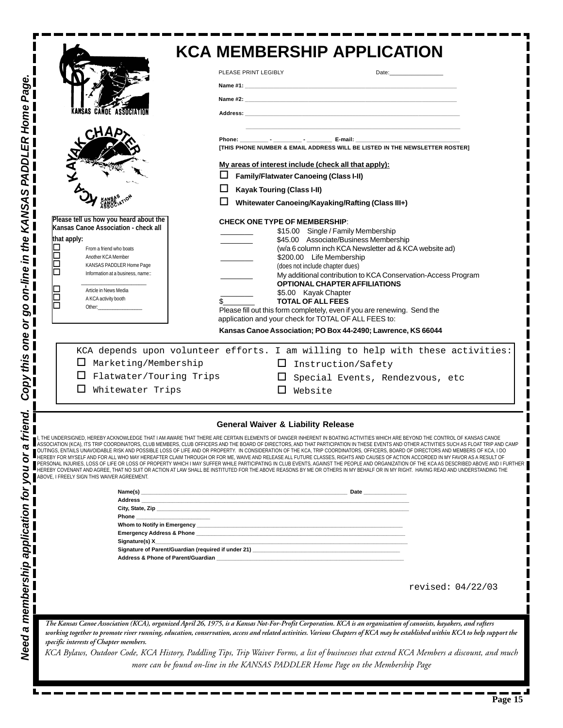Need a membership application for you or a friend. Copy this one or go on-line in the KANSAS PADDLER Home Page.

# KCA MEMBERSHIP APPLICATION

KANSAS CANOE ASSOCIATION

KCA KAYAK CHAPTER KANSAS CANOE ASSOCIATION

PLEASE PRINT LEGIBLY Date:________________

**Name #1:** ________________________________________

**Name #2:** ________________________________________

**Address:** ________________________________________

________________________________________

**Phone:** ________ - ________ - ________ **E-mail:** ______________________________

**[THIS PHONE NUMBER & EMAIL ADDRESS WILL BE LISTED IN THE NEWSLETTER ROSTER]**

**My areas of interest include (check all that apply):**

- ☐ **Family/Flatwater Canoeing (Class I-II)**
- ☐ **Kayak Touring (Class I-II)**
- ☐ **Whitewater Canoeing/Kayaking/Rafting (Class III+)**

**Please tell us how you heard about the Kansas Canoe Association - check all that apply:**

- ☐ From a friend who boats
- ☐ Another KCA Member
- ☐ KANSAS PADDLER Home Page
- ☐ Information at a business, name:: ____________________
- ☐ Article in News Media
- ☐ A KCA activity booth
- ☐ Other:________________

**CHECK ONE TYPE OF MEMBERSHIP**:

________ $15.00 Single / Family Membership

________ $45.00 Associate/Business Membership (w/a 6 column inch KCA Newsletter ad & KCA website ad)

________ $200.00 Life Membership (does not include chapter dues)

________ My additional contribution to KCA Conservation-Access Program

**OPTIONAL CHAPTER AFFILIATIONS**

________ $5.00 Kayak Chapter

$________ **TOTAL OF ALL FEES**

Please fill out this form completely, even if you are renewing. Send the application and your check for TOTAL OF ALL FEES to:

**Kansas Canoe Association; PO Box 44-2490; Lawrence, KS 66044**

KCA depends upon volunteer efforts. I am willing to help with these activities:

- ☐ Marketing/Membership
- ☐ Flatwater/Touring Trips
- ☐ Whitewater Trips
- ☐ Instruction/Safety
- ☐ Special Events, Rendezvous, etc
- ☐ Website

## General Waiver & Liability Release

I, THE UNDERSIGNED, HEREBY ACKNOWLEDGE THAT I AM AWARE THAT THERE ARE CERTAIN ELEMENTS OF DANGER INHERENT IN BOATING ACTIVITIES WHICH ARE BEYOND THE CONTROL OF KANSAS CANOE ASSOCIATION (KCA), ITS TRIP COORDINATORS, CLUB MEMBERS, CLUB OFFICERS AND THE BOARD OF DIRECTORS, AND THAT PARTICIPATION IN THESE EVENTS AND OTHER ACTIVITIES SUCH AS FLOAT TRIP AND CAMP OUTINGS, ENTAILS UNAVOIDABLE RISK AND POSSIBLE LOSS OF LIFE AND OR PROPERTY. IN CONSIDERATION OF THE KCA, TRIP COORDINATORS, OFFICERS, BOARD OF DIRECTORS AND MEMBERS OF KCA, I DO HEREBY FOR MYSELF AND FOR ALL WHO MAY HEREAFTER CLAIM THROUGH OR FOR ME, WAIVE AND RELEASE ALL FUTURE CLASSES, RIGHTS AND CAUSES OF ACTION ACCORDED IN MY FAVOR AS A RESULT OF PERSONAL INJURIES, LOSS OF LIFE OR LOSS OF PROPERTY WHICH I MAY SUFFER WHILE PARTICIPATING IN CLUB EVENTS, AGAINST THE PEOPLE AND ORGANIZATION OF THE KCA AS DESCRIBED ABOVE AND I FURTHER HEREBY COVENANT AND AGREE, THAT NO SUIT OR ACTION AT LAW SHALL BE INSTITUTED FOR THE ABOVE REASONS BY ME OR OTHERS IN MY BEHALF OR IN MY RIGHT. HAVING READ AND UNDERSTANDING THE ABOVE, I FREELY SIGN THIS WAIVER AGREEMENT.

**Name(s)** ________________________________________ **Date** ____________

**Address** ________________________________________

**City, State, Zip** ________________________________________

**Phone** ____________________

**Whom to Notify in Emergency** ________________________________________

**Emergency Address & Phone** ________________________________________

**Signature(s) X**________________________________________

**Signature of Parent/Guardian (required if under 21)** ________________________________________

**Address & Phone of Parent/Guardian** ________________________________________

revised: 04/22/03

*The Kansas Canoe Association (KCA), organized April 26, 1975, is a Kansas Not-For-Profit Corporation. KCA is an organization of canoeists, kayakers, and rafters working together to promote river running, education, conservation, access and related activities. Various Chapters of KCA may be established within KCA to help support the specific interests of Chapter members.*

*KCA Bylaws, Outdoor Code, KCA History, Paddling Tips, Trip Waiver Forms, a list of businesses that extend KCA Members a discount, and much more can be found on-line in the KANSAS PADDLER Home Page on the Membership Page*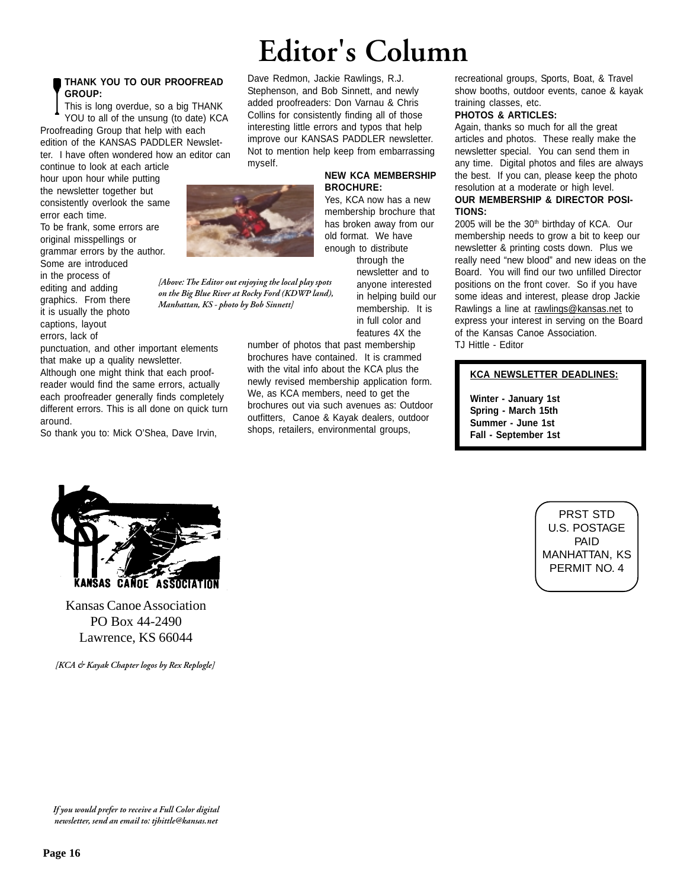# Editor's Column

**THANK YOU TO OUR PROOFREAD GROUP:**

This is long overdue, so a big THANK YOU to all of the unsung (to date) KCA Proofreading Group that help with each edition of the KANSAS PADDLER Newsletter. I have often wondered how an editor can continue to look at each article hour upon hour while putting the newsletter together but consistently overlook the same error each time.

To be frank, some errors are original misspellings or grammar errors by the author. Some are introduced in the process of editing and adding graphics. From there it is usually the photo captions, layout errors, lack of punctuation, and other important elements that make up a quality newsletter.

Although one might think that each proofreader would find the same errors, actually each proofreader generally finds completely different errors. This is all done on quick turn around.

So thank you to: Mick O'Shea, Dave Irvin, Dave Redmon, Jackie Rawlings, R.J. Stephenson, and Bob Sinnett, and newly added proofreaders: Don Varnau & Chris Collins for consistently finding all of those interesting little errors and typos that help improve our KANSAS PADDLER newsletter. Not to mention help keep from embarrassing myself.

*[Above: The Editor out enjoying the local play spots on the Big Blue River at Rocky Ford (KDWP land), Manhattan, KS - photo by Bob Sinnett]*

**NEW KCA MEMBERSHIP BROCHURE:**

Yes, KCA now has a new membership brochure that has broken away from our old format. We have enough to distribute through the newsletter and to anyone interested in helping build our membership. It is in full color and features 4X the number of photos that past membership brochures have contained. It is crammed with the vital info about the KCA plus the newly revised membership application form. We, as KCA members, need to get the brochures out via such avenues as: Outdoor outfitters, Canoe & Kayak dealers, outdoor shops, retailers, environmental groups, recreational groups, Sports, Boat, & Travel show booths, outdoor events, canoe & kayak training classes, etc.

**PHOTOS & ARTICLES:**

Again, thanks so much for all the great articles and photos. These really make the newsletter special. You can send them in any time. Digital photos and files are always the best. If you can, please keep the photo resolution at a moderate or high level.

**OUR MEMBERSHIP & DIRECTOR POSITIONS:**

2005 will be the 30th birthday of KCA. Our membership needs to grow a bit to keep our newsletter & printing costs down. Plus we really need "new blood" and new ideas on the Board. You will find our two unfilled Director positions on the front cover. So if you have some ideas and interest, please drop Jackie Rawlings a line at rawlings@kansas.net to express your interest in serving on the Board of the Kansas Canoe Association.

TJ Hittle - Editor

**KCA NEWSLETTER DEADLINES:**

**Winter - January 1st**
**Spring - March 15th**
**Summer - June 1st**
**Fall - September 1st**

KANSAS CANOE ASSOCIATION

Kansas Canoe Association
PO Box 44-2490
Lawrence, KS 66044

*[KCA & Kayak Chapter logos by Rex Replogle]*

PRST STD
U.S. POSTAGE
PAID
MANHATTAN, KS
PERMIT NO. 4

*If you would prefer to receive a Full Color digital newsletter, send an email to: tjhittle@kansas.net*